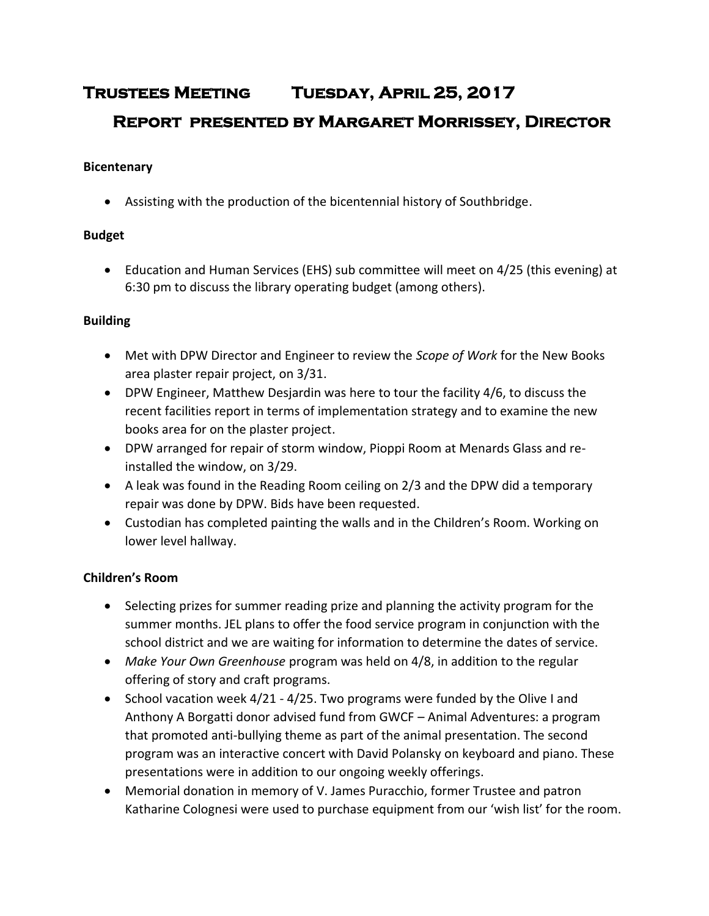# Trustees Meeting Tuesday, April 25, 2017

## Report presented by Margaret Morrissey, Director

**Bicentenary**

- Assisting with the production of the bicentennial history of Southbridge.

**Budget**

- Education and Human Services (EHS) sub committee will meet on 4/25 (this evening) at 6:30 pm to discuss the library operating budget (among others).

**Building**

- Met with DPW Director and Engineer to review the *Scope of Work* for the New Books area plaster repair project, on 3/31.
- DPW Engineer, Matthew Desjardin was here to tour the facility 4/6, to discuss the recent facilities report in terms of implementation strategy and to examine the new books area for on the plaster project.
- DPW arranged for repair of storm window, Pioppi Room at Menards Glass and re-installed the window, on 3/29.
- A leak was found in the Reading Room ceiling on 2/3 and the DPW did a temporary repair was done by DPW. Bids have been requested.
- Custodian has completed painting the walls and in the Children's Room. Working on lower level hallway.

**Children's Room**

- Selecting prizes for summer reading prize and planning the activity program for the summer months. JEL plans to offer the food service program in conjunction with the school district and we are waiting for information to determine the dates of service.
- *Make Your Own Greenhouse* program was held on 4/8, in addition to the regular offering of story and craft programs.
- School vacation week 4/21 - 4/25. Two programs were funded by the Olive I and Anthony A Borgatti donor advised fund from GWCF – Animal Adventures: a program that promoted anti-bullying theme as part of the animal presentation. The second program was an interactive concert with David Polansky on keyboard and piano. These presentations were in addition to our ongoing weekly offerings.
- Memorial donation in memory of V. James Puracchio, former Trustee and patron Katharine Colognesi were used to purchase equipment from our 'wish list' for the room.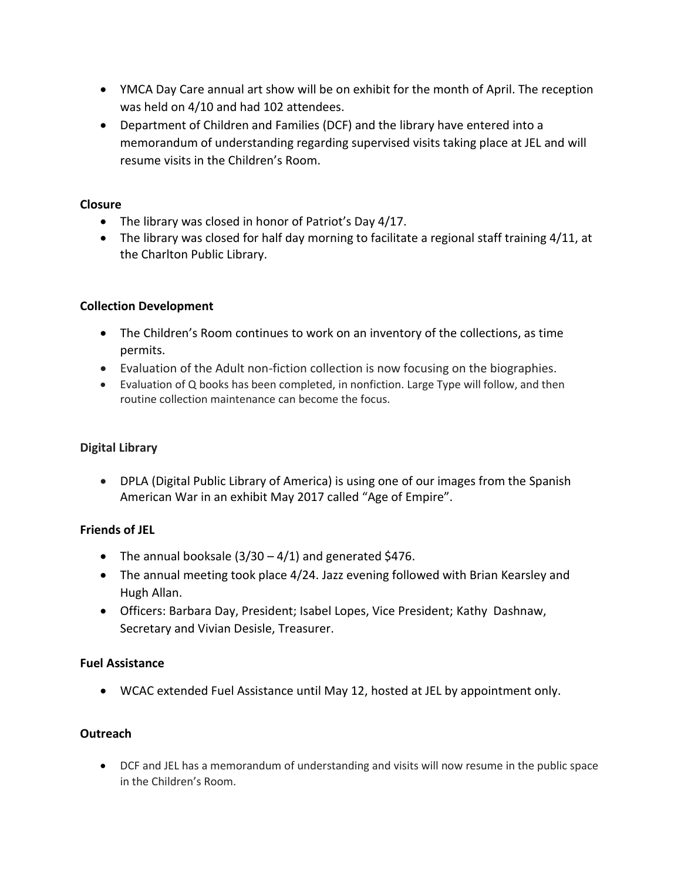- YMCA Day Care annual art show will be on exhibit for the month of April. The reception was held on 4/10 and had 102 attendees.
- Department of Children and Families (DCF) and the library have entered into a memorandum of understanding regarding supervised visits taking place at JEL and will resume visits in the Children's Room.

**Closure**

- The library was closed in honor of Patriot's Day 4/17.
- The library was closed for half day morning to facilitate a regional staff training 4/11, at the Charlton Public Library.

**Collection Development**

- The Children's Room continues to work on an inventory of the collections, as time permits.
- Evaluation of the Adult non-fiction collection is now focusing on the biographies.
- Evaluation of Q books has been completed, in nonfiction. Large Type will follow, and then routine collection maintenance can become the focus.

**Digital Library**

- DPLA (Digital Public Library of America) is using one of our images from the Spanish American War in an exhibit May 2017 called "Age of Empire".

**Friends of JEL**

- The annual booksale (3/30 – 4/1) and generated $476.
- The annual meeting took place 4/24. Jazz evening followed with Brian Kearsley and Hugh Allan.
- Officers: Barbara Day, President; Isabel Lopes, Vice President; Kathy Dashnaw, Secretary and Vivian Desisle, Treasurer.

**Fuel Assistance**

- WCAC extended Fuel Assistance until May 12, hosted at JEL by appointment only.

**Outreach**

- DCF and JEL has a memorandum of understanding and visits will now resume in the public space in the Children's Room.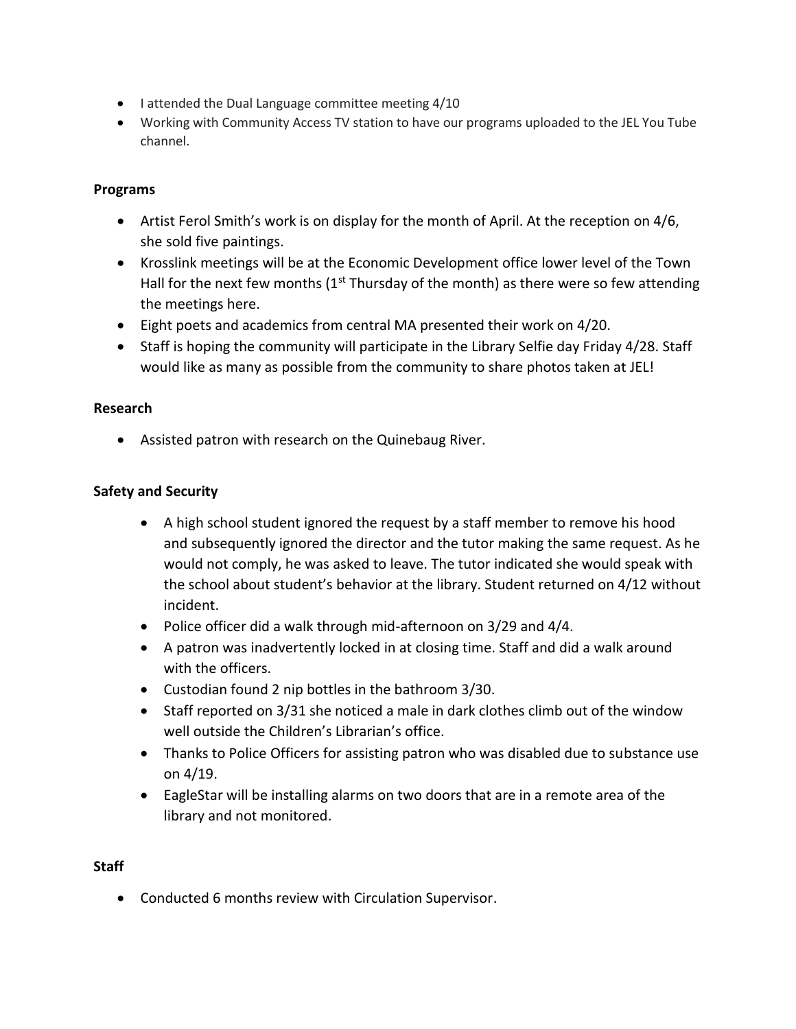- I attended the Dual Language committee meeting 4/10
- Working with Community Access TV station to have our programs uploaded to the JEL You Tube channel.

**Programs**

- Artist Ferol Smith's work is on display for the month of April. At the reception on 4/6, she sold five paintings.
- Krosslink meetings will be at the Economic Development office lower level of the Town Hall for the next few months (1st Thursday of the month) as there were so few attending the meetings here.
- Eight poets and academics from central MA presented their work on 4/20.
- Staff is hoping the community will participate in the Library Selfie day Friday 4/28. Staff would like as many as possible from the community to share photos taken at JEL!

**Research**

- Assisted patron with research on the Quinebaug River.

**Safety and Security**

- A high school student ignored the request by a staff member to remove his hood and subsequently ignored the director and the tutor making the same request. As he would not comply, he was asked to leave. The tutor indicated she would speak with the school about student's behavior at the library. Student returned on 4/12 without incident.
- Police officer did a walk through mid-afternoon on 3/29 and 4/4.
- A patron was inadvertently locked in at closing time. Staff and did a walk around with the officers.
- Custodian found 2 nip bottles in the bathroom 3/30.
- Staff reported on 3/31 she noticed a male in dark clothes climb out of the window well outside the Children's Librarian's office.
- Thanks to Police Officers for assisting patron who was disabled due to substance use on 4/19.
- EagleStar will be installing alarms on two doors that are in a remote area of the library and not monitored.

**Staff**

- Conducted 6 months review with Circulation Supervisor.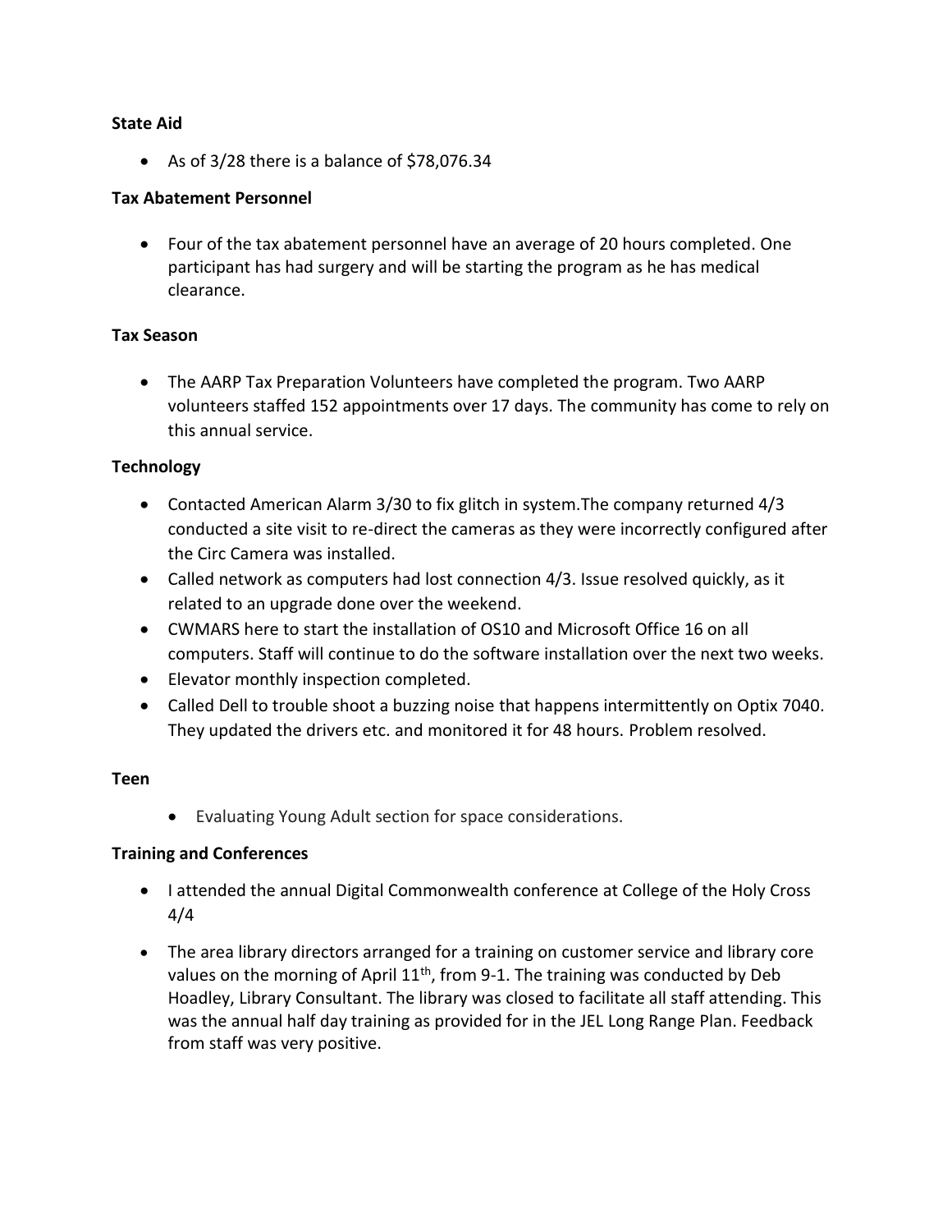**State Aid**

- As of 3/28 there is a balance of $78,076.34

**Tax Abatement Personnel**

- Four of the tax abatement personnel have an average of 20 hours completed. One participant has had surgery and will be starting the program as he has medical clearance.

**Tax Season**

- The AARP Tax Preparation Volunteers have completed the program. Two AARP volunteers staffed 152 appointments over 17 days. The community has come to rely on this annual service.

**Technology**

- Contacted American Alarm 3/30 to fix glitch in system.The company returned 4/3 conducted a site visit to re-direct the cameras as they were incorrectly configured after the Circ Camera was installed.
- Called network as computers had lost connection 4/3. Issue resolved quickly, as it related to an upgrade done over the weekend.
- CWMARS here to start the installation of OS10 and Microsoft Office 16 on all computers. Staff will continue to do the software installation over the next two weeks.
- Elevator monthly inspection completed.
- Called Dell to trouble shoot a buzzing noise that happens intermittently on Optix 7040. They updated the drivers etc. and monitored it for 48 hours. Problem resolved.

**Teen**

- Evaluating Young Adult section for space considerations.

**Training and Conferences**

- I attended the annual Digital Commonwealth conference at College of the Holy Cross 4/4
- The area library directors arranged for a training on customer service and library core values on the morning of April 11th, from 9-1. The training was conducted by Deb Hoadley, Library Consultant. The library was closed to facilitate all staff attending. This was the annual half day training as provided for in the JEL Long Range Plan. Feedback from staff was very positive.